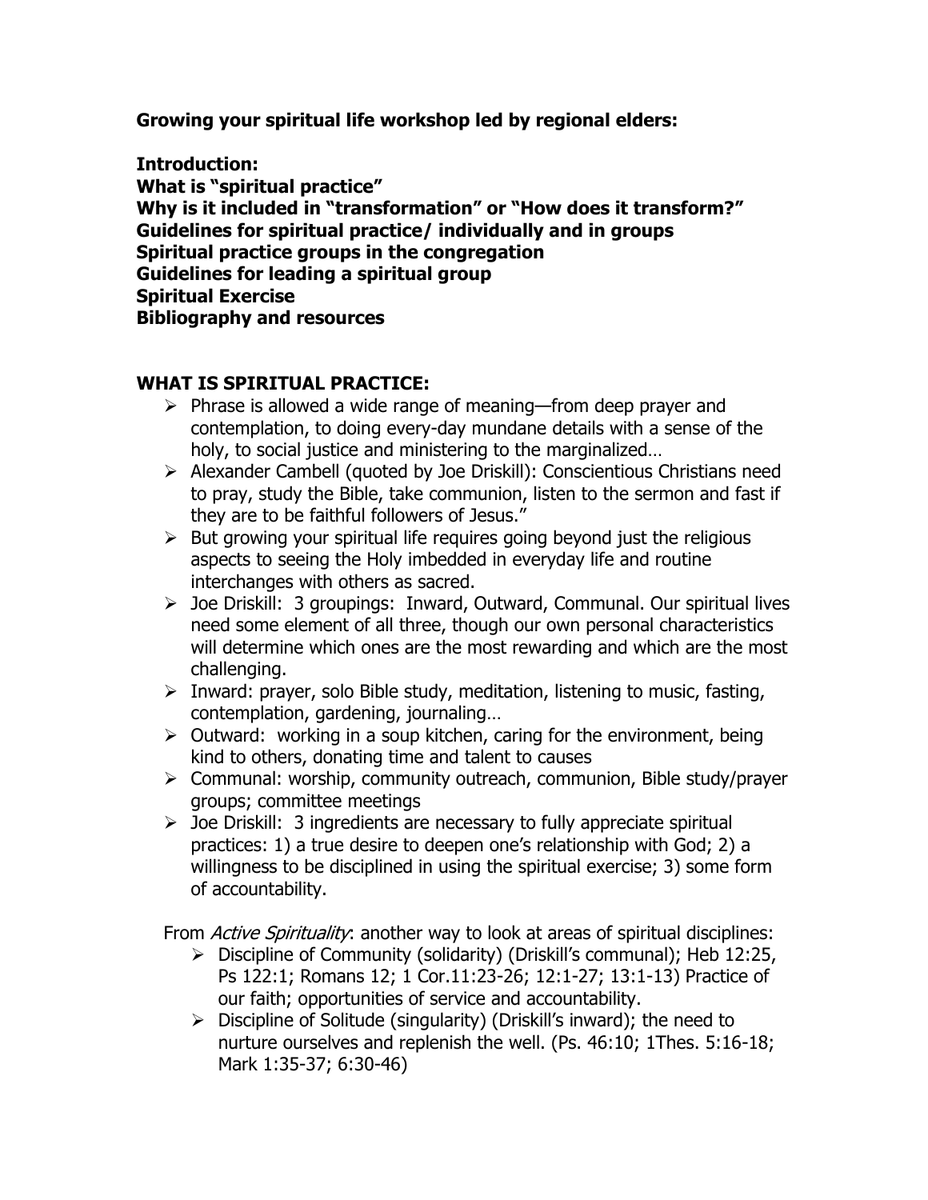**Growing your spiritual life workshop led by regional elders:**

**Introduction:**
**What is "spiritual practice"**
**Why is it included in "transformation" or "How does it transform?"**
**Guidelines for spiritual practice/ individually and in groups**
**Spiritual practice groups in the congregation**
**Guidelines for leading a spiritual group**
**Spiritual Exercise**
**Bibliography and resources**

## WHAT IS SPIRITUAL PRACTICE:

- Phrase is allowed a wide range of meaning—from deep prayer and contemplation, to doing every-day mundane details with a sense of the holy, to social justice and ministering to the marginalized…
- Alexander Cambell (quoted by Joe Driskill): Conscientious Christians need to pray, study the Bible, take communion, listen to the sermon and fast if they are to be faithful followers of Jesus."
- But growing your spiritual life requires going beyond just the religious aspects to seeing the Holy imbedded in everyday life and routine interchanges with others as sacred.
- Joe Driskill: 3 groupings: Inward, Outward, Communal. Our spiritual lives need some element of all three, though our own personal characteristics will determine which ones are the most rewarding and which are the most challenging.
- Inward: prayer, solo Bible study, meditation, listening to music, fasting, contemplation, gardening, journaling…
- Outward: working in a soup kitchen, caring for the environment, being kind to others, donating time and talent to causes
- Communal: worship, community outreach, communion, Bible study/prayer groups; committee meetings
- Joe Driskill: 3 ingredients are necessary to fully appreciate spiritual practices: 1) a true desire to deepen one's relationship with God; 2) a willingness to be disciplined in using the spiritual exercise; 3) some form of accountability.

From *Active Spirituality*: another way to look at areas of spiritual disciplines:

- Discipline of Community (solidarity) (Driskill's communal); Heb 12:25, Ps 122:1; Romans 12; 1 Cor.11:23-26; 12:1-27; 13:1-13) Practice of our faith; opportunities of service and accountability.
- Discipline of Solitude (singularity) (Driskill's inward); the need to nurture ourselves and replenish the well. (Ps. 46:10; 1Thes. 5:16-18; Mark 1:35-37; 6:30-46)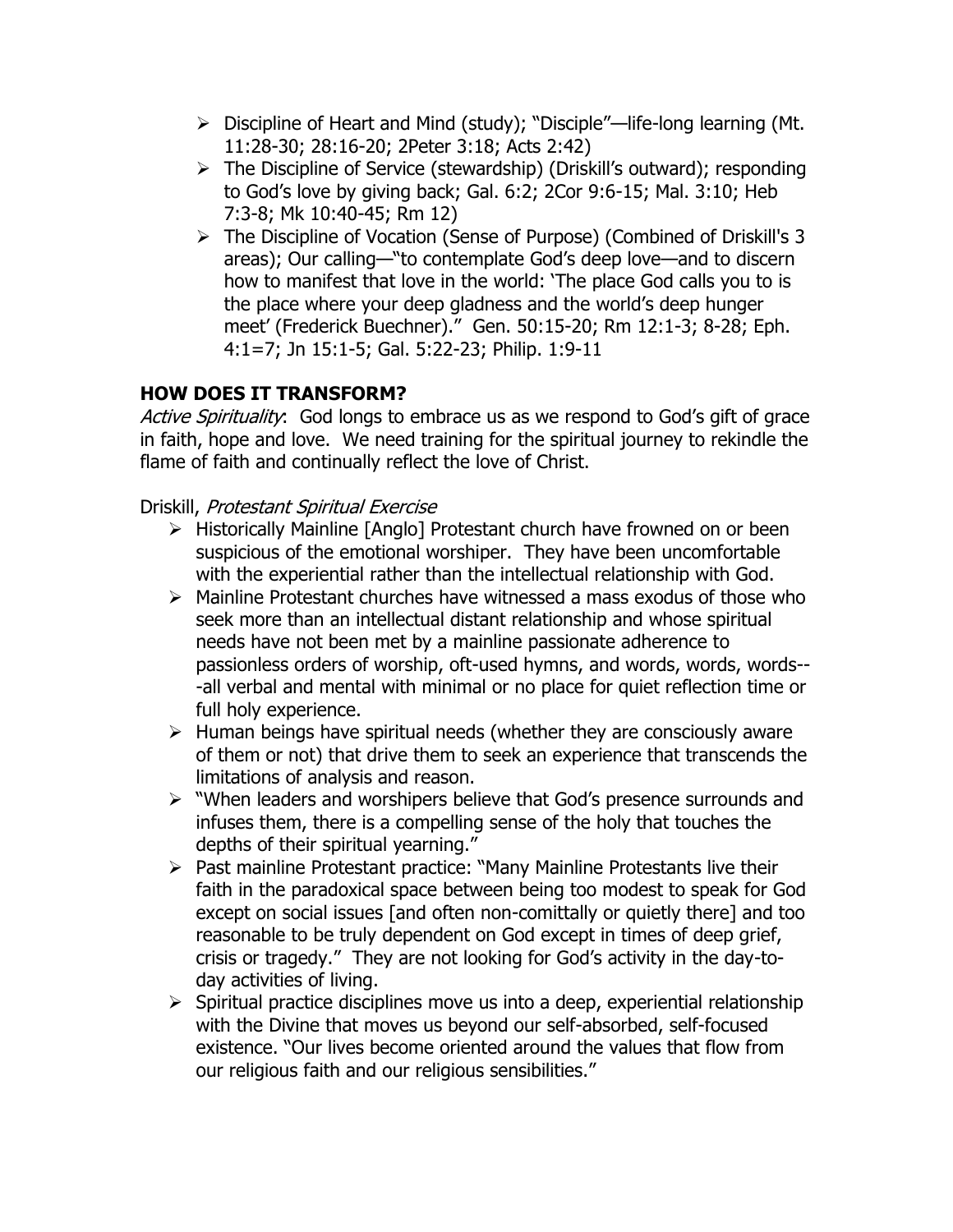- Discipline of Heart and Mind (study); "Disciple"—life-long learning (Mt. 11:28-30; 28:16-20; 2Peter 3:18; Acts 2:42)
- The Discipline of Service (stewardship) (Driskill's outward); responding to God's love by giving back; Gal. 6:2; 2Cor 9:6-15; Mal. 3:10; Heb 7:3-8; Mk 10:40-45; Rm 12)
- The Discipline of Vocation (Sense of Purpose) (Combined of Driskill's 3 areas); Our calling—"to contemplate God's deep love—and to discern how to manifest that love in the world: 'The place God calls you to is the place where your deep gladness and the world's deep hunger meet' (Frederick Buechner)." Gen. 50:15-20; Rm 12:1-3; 8-28; Eph. 4:1=7; Jn 15:1-5; Gal. 5:22-23; Philip. 1:9-11

**HOW DOES IT TRANSFORM?**

*Active Spirituality*: God longs to embrace us as we respond to God's gift of grace in faith, hope and love. We need training for the spiritual journey to rekindle the flame of faith and continually reflect the love of Christ.

Driskill, *Protestant Spiritual Exercise*

- Historically Mainline [Anglo] Protestant church have frowned on or been suspicious of the emotional worshiper. They have been uncomfortable with the experiential rather than the intellectual relationship with God.
- Mainline Protestant churches have witnessed a mass exodus of those who seek more than an intellectual distant relationship and whose spiritual needs have not been met by a mainline passionate adherence to passionless orders of worship, oft-used hymns, and words, words, words---all verbal and mental with minimal or no place for quiet reflection time or full holy experience.
- Human beings have spiritual needs (whether they are consciously aware of them or not) that drive them to seek an experience that transcends the limitations of analysis and reason.
- "When leaders and worshipers believe that God's presence surrounds and infuses them, there is a compelling sense of the holy that touches the depths of their spiritual yearning."
- Past mainline Protestant practice: "Many Mainline Protestants live their faith in the paradoxical space between being too modest to speak for God except on social issues [and often non-comittally or quietly there] and too reasonable to be truly dependent on God except in times of deep grief, crisis or tragedy." They are not looking for God's activity in the day-to-day activities of living.
- Spiritual practice disciplines move us into a deep, experiential relationship with the Divine that moves us beyond our self-absorbed, self-focused existence. "Our lives become oriented around the values that flow from our religious faith and our religious sensibilities."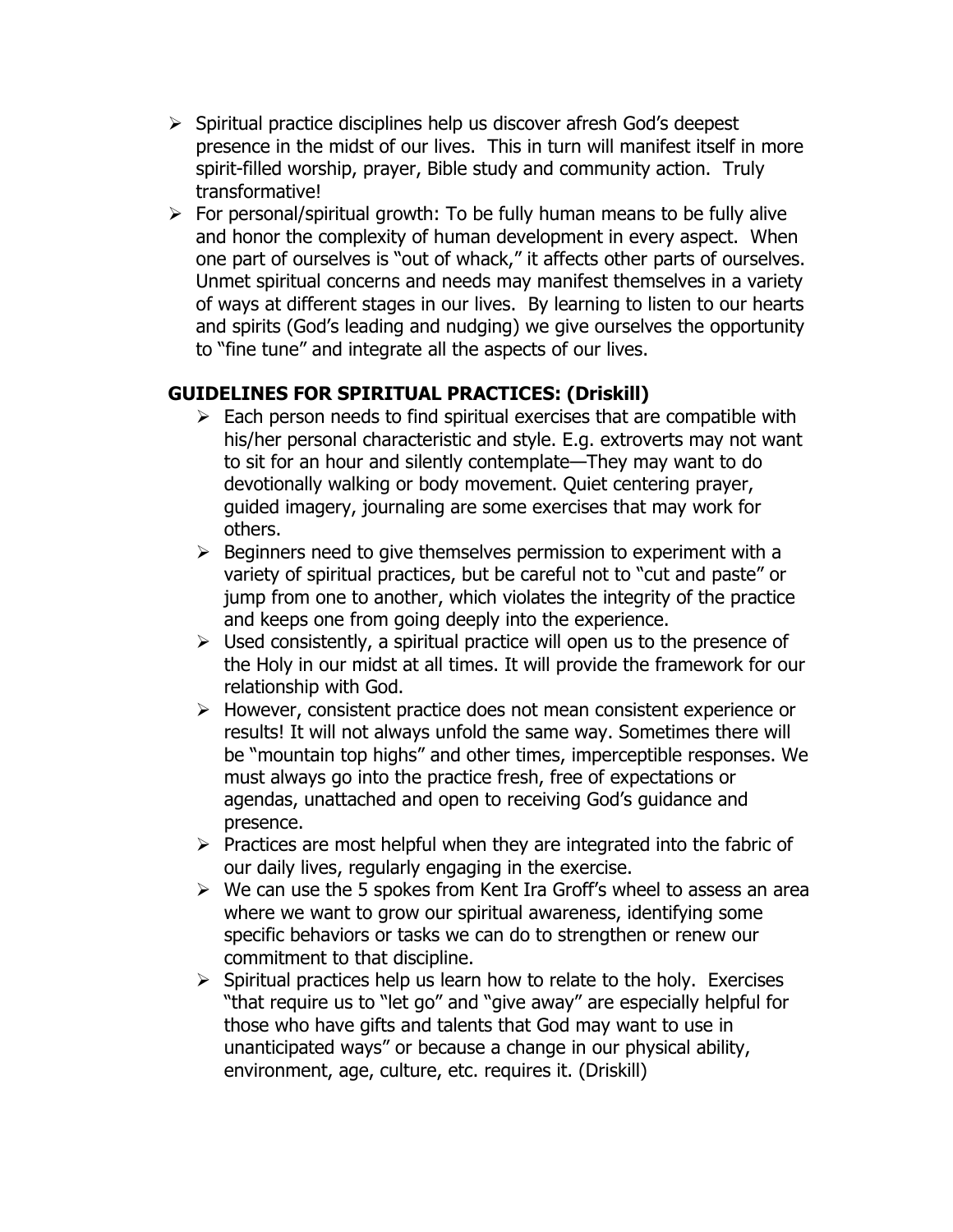- Spiritual practice disciplines help us discover afresh God's deepest presence in the midst of our lives. This in turn will manifest itself in more spirit-filled worship, prayer, Bible study and community action. Truly transformative!
- For personal/spiritual growth: To be fully human means to be fully alive and honor the complexity of human development in every aspect. When one part of ourselves is "out of whack," it affects other parts of ourselves. Unmet spiritual concerns and needs may manifest themselves in a variety of ways at different stages in our lives. By learning to listen to our hearts and spirits (God's leading and nudging) we give ourselves the opportunity to "fine tune" and integrate all the aspects of our lives.

## GUIDELINES FOR SPIRITUAL PRACTICES: (Driskill)

- Each person needs to find spiritual exercises that are compatible with his/her personal characteristic and style. E.g. extroverts may not want to sit for an hour and silently contemplate—They may want to do devotionally walking or body movement. Quiet centering prayer, guided imagery, journaling are some exercises that may work for others.
- Beginners need to give themselves permission to experiment with a variety of spiritual practices, but be careful not to "cut and paste" or jump from one to another, which violates the integrity of the practice and keeps one from going deeply into the experience.
- Used consistently, a spiritual practice will open us to the presence of the Holy in our midst at all times. It will provide the framework for our relationship with God.
- However, consistent practice does not mean consistent experience or results! It will not always unfold the same way. Sometimes there will be "mountain top highs" and other times, imperceptible responses. We must always go into the practice fresh, free of expectations or agendas, unattached and open to receiving God's guidance and presence.
- Practices are most helpful when they are integrated into the fabric of our daily lives, regularly engaging in the exercise.
- We can use the 5 spokes from Kent Ira Groff's wheel to assess an area where we want to grow our spiritual awareness, identifying some specific behaviors or tasks we can do to strengthen or renew our commitment to that discipline.
- Spiritual practices help us learn how to relate to the holy. Exercises "that require us to "let go" and "give away" are especially helpful for those who have gifts and talents that God may want to use in unanticipated ways" or because a change in our physical ability, environment, age, culture, etc. requires it. (Driskill)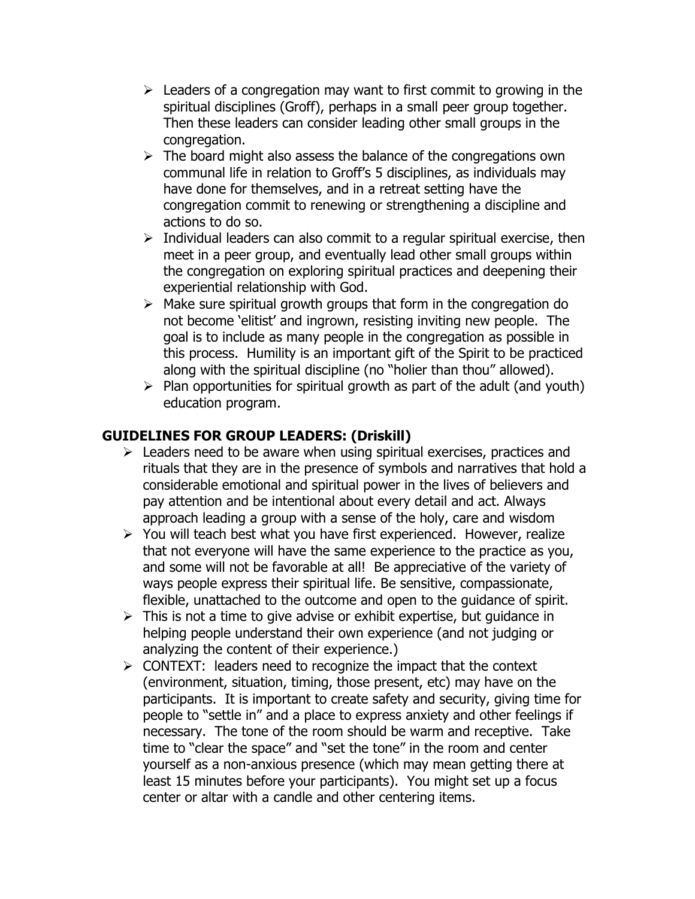- Leaders of a congregation may want to first commit to growing in the spiritual disciplines (Groff), perhaps in a small peer group together. Then these leaders can consider leading other small groups in the congregation.
- The board might also assess the balance of the congregations own communal life in relation to Groff's 5 disciplines, as individuals may have done for themselves, and in a retreat setting have the congregation commit to renewing or strengthening a discipline and actions to do so.
- Individual leaders can also commit to a regular spiritual exercise, then meet in a peer group, and eventually lead other small groups within the congregation on exploring spiritual practices and deepening their experiential relationship with God.
- Make sure spiritual growth groups that form in the congregation do not become 'elitist' and ingrown, resisting inviting new people. The goal is to include as many people in the congregation as possible in this process. Humility is an important gift of the Spirit to be practiced along with the spiritual discipline (no "holier than thou" allowed).
- Plan opportunities for spiritual growth as part of the adult (and youth) education program.

## GUIDELINES FOR GROUP LEADERS: (Driskill)

- Leaders need to be aware when using spiritual exercises, practices and rituals that they are in the presence of symbols and narratives that hold a considerable emotional and spiritual power in the lives of believers and pay attention and be intentional about every detail and act. Always approach leading a group with a sense of the holy, care and wisdom
- You will teach best what you have first experienced. However, realize that not everyone will have the same experience to the practice as you, and some will not be favorable at all! Be appreciative of the variety of ways people express their spiritual life. Be sensitive, compassionate, flexible, unattached to the outcome and open to the guidance of spirit.
- This is not a time to give advise or exhibit expertise, but guidance in helping people understand their own experience (and not judging or analyzing the content of their experience.)
- CONTEXT: leaders need to recognize the impact that the context (environment, situation, timing, those present, etc) may have on the participants. It is important to create safety and security, giving time for people to "settle in" and a place to express anxiety and other feelings if necessary. The tone of the room should be warm and receptive. Take time to "clear the space" and "set the tone" in the room and center yourself as a non-anxious presence (which may mean getting there at least 15 minutes before your participants). You might set up a focus center or altar with a candle and other centering items.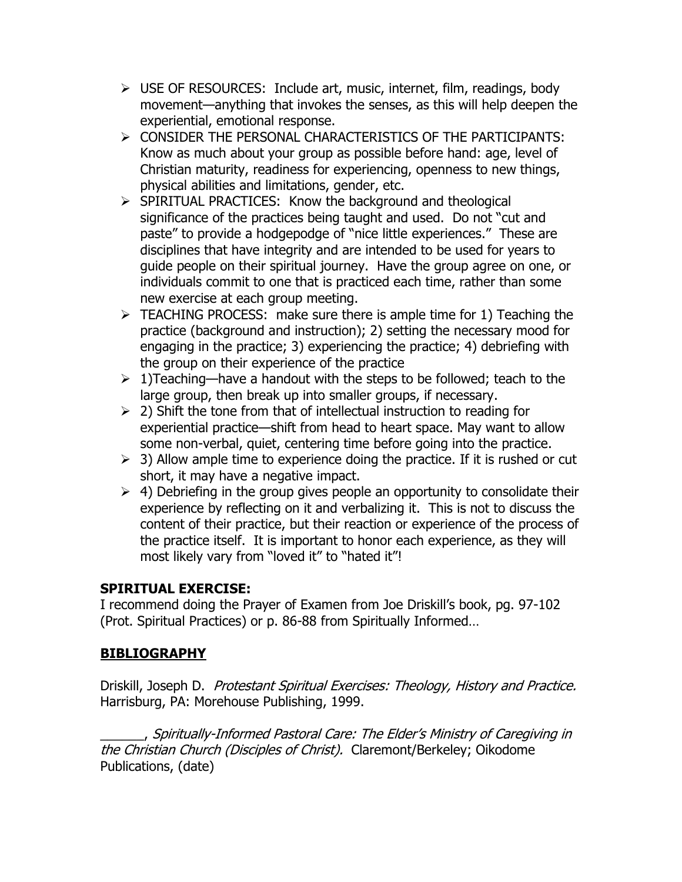- USE OF RESOURCES: Include art, music, internet, film, readings, body movement—anything that invokes the senses, as this will help deepen the experiential, emotional response.
- CONSIDER THE PERSONAL CHARACTERISTICS OF THE PARTICIPANTS: Know as much about your group as possible before hand: age, level of Christian maturity, readiness for experiencing, openness to new things, physical abilities and limitations, gender, etc.
- SPIRITUAL PRACTICES: Know the background and theological significance of the practices being taught and used. Do not "cut and paste" to provide a hodgepodge of "nice little experiences." These are disciplines that have integrity and are intended to be used for years to guide people on their spiritual journey. Have the group agree on one, or individuals commit to one that is practiced each time, rather than some new exercise at each group meeting.
- TEACHING PROCESS: make sure there is ample time for 1) Teaching the practice (background and instruction); 2) setting the necessary mood for engaging in the practice; 3) experiencing the practice; 4) debriefing with the group on their experience of the practice
- 1)Teaching—have a handout with the steps to be followed; teach to the large group, then break up into smaller groups, if necessary.
- 2) Shift the tone from that of intellectual instruction to reading for experiential practice—shift from head to heart space. May want to allow some non-verbal, quiet, centering time before going into the practice.
- 3) Allow ample time to experience doing the practice. If it is rushed or cut short, it may have a negative impact.
- 4) Debriefing in the group gives people an opportunity to consolidate their experience by reflecting on it and verbalizing it. This is not to discuss the content of their practice, but their reaction or experience of the process of the practice itself. It is important to honor each experience, as they will most likely vary from "loved it" to "hated it"!

**SPIRITUAL EXERCISE:**
I recommend doing the Prayer of Examen from Joe Driskill's book, pg. 97-102 (Prot. Spiritual Practices) or p. 86-88 from Spiritually Informed…

## BIBLIOGRAPHY

Driskill, Joseph D. *Protestant Spiritual Exercises: Theology, History and Practice.* Harrisburg, PA: Morehouse Publishing, 1999.

______, *Spiritually-Informed Pastoral Care: The Elder's Ministry of Caregiving in the Christian Church (Disciples of Christ).* Claremont/Berkeley; Oikodome Publications, (date)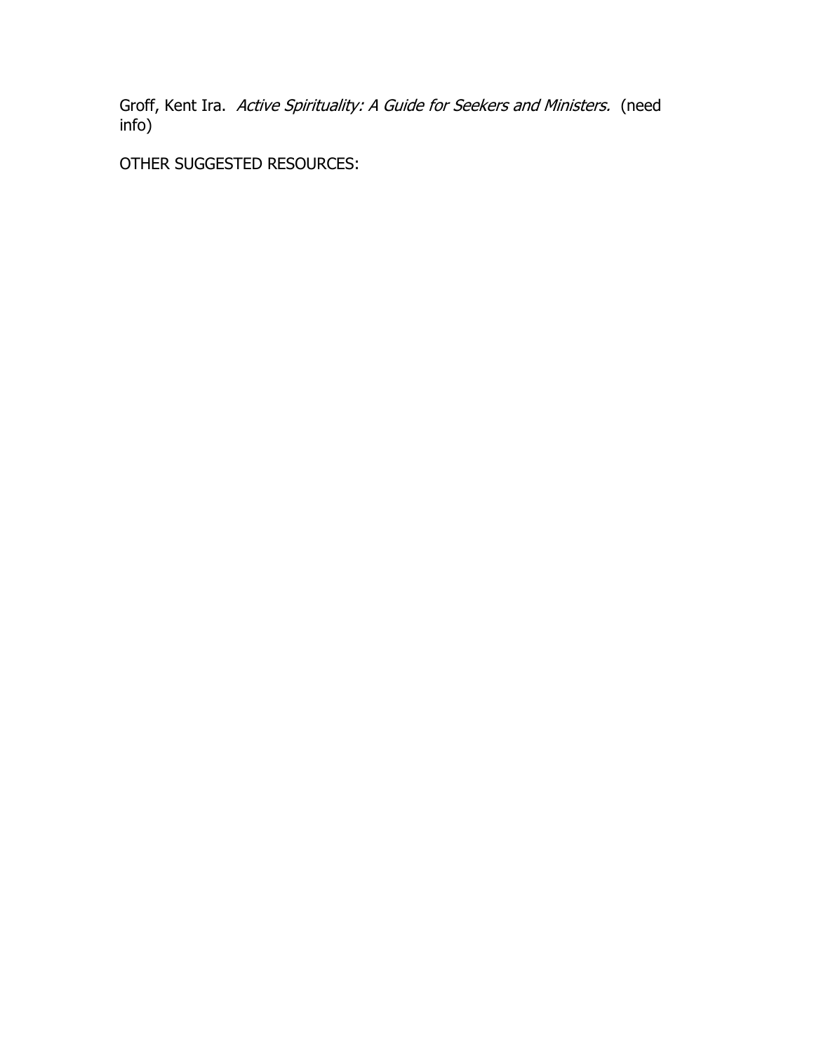Groff, Kent Ira. *Active Spirituality: A Guide for Seekers and Ministers.* (need info)

OTHER SUGGESTED RESOURCES: